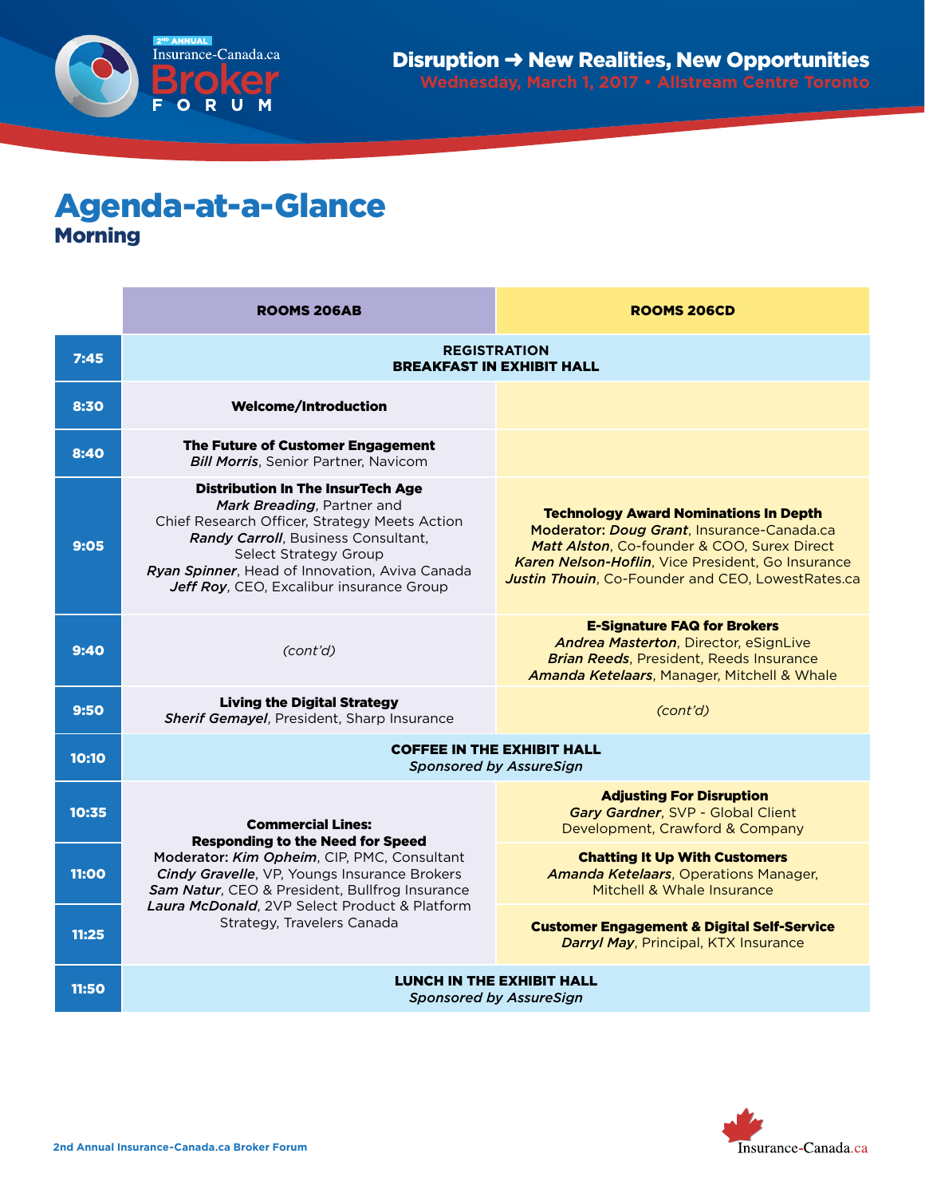2ND ANNUAL Insurance-Canada.ca Broker FORUM

**Disruption ➜ New Realities, New Opportunities**
**Wednesday, March 1, 2017 • Allstream Centre Toronto**

# Agenda-at-a-Glance

## Morning

| | ROOMS 206AB | ROOMS 206CD |
|---|---|---|
| 7:45 | **REGISTRATION**<br>**BREAKFAST IN EXHIBIT HALL** | |
| 8:30 | **Welcome/Introduction** | |
| 8:40 | **The Future of Customer Engagement**<br>***Bill Morris***, Senior Partner, Navicom | |
| 9:05 | **Distribution In The InsurTech Age**<br>***Mark Breading***, Partner and Chief Research Officer, Strategy Meets Action<br>***Randy Carroll***, Business Consultant, Select Strategy Group<br>***Ryan Spinner***, Head of Innovation, Aviva Canada<br>***Jeff Roy***, CEO, Excalibur insurance Group | **Technology Award Nominations In Depth**<br>**Moderator: *Doug Grant***, Insurance-Canada.ca<br>***Matt Alston***, Co-founder & COO, Surex Direct<br>***Karen Nelson-Hoflin***, Vice President, Go Insurance<br>***Justin Thouin***, Co-Founder and CEO, LowestRates.ca |
| 9:40 | *(cont'd)* | **E-Signature FAQ for Brokers**<br>***Andrea Masterton***, Director, eSignLive<br>***Brian Reeds***, President, Reeds Insurance<br>***Amanda Ketelaars***, Manager, Mitchell & Whale |
| 9:50 | **Living the Digital Strategy**<br>***Sherif Gemayel***, President, Sharp Insurance | *(cont'd)* |
| 10:10 | **COFFEE IN THE EXHIBIT HALL**<br>*Sponsored by AssureSign* | |
| 10:35 | **Commercial Lines: Responding to the Need for Speed**<br>Moderator: ***Kim Opheim***, CIP, PMC, Consultant<br>***Cindy Gravelle***, VP, Youngs Insurance Brokers<br>***Sam Natur***, CEO & President, Bullfrog Insurance<br>***Laura McDonald***, 2VP Select Product & Platform Strategy, Travelers Canada | **Adjusting For Disruption**<br>***Gary Gardner***, SVP - Global Client Development, Crawford & Company |
| 11:00 | | **Chatting It Up With Customers**<br>***Amanda Ketelaars***, Operations Manager, Mitchell & Whale Insurance |
| 11:25 | | **Customer Engagement & Digital Self-Service**<br>***Darryl May***, Principal, KTX Insurance |
| 11:50 | **LUNCH IN THE EXHIBIT HALL**<br>*Sponsored by AssureSign* | |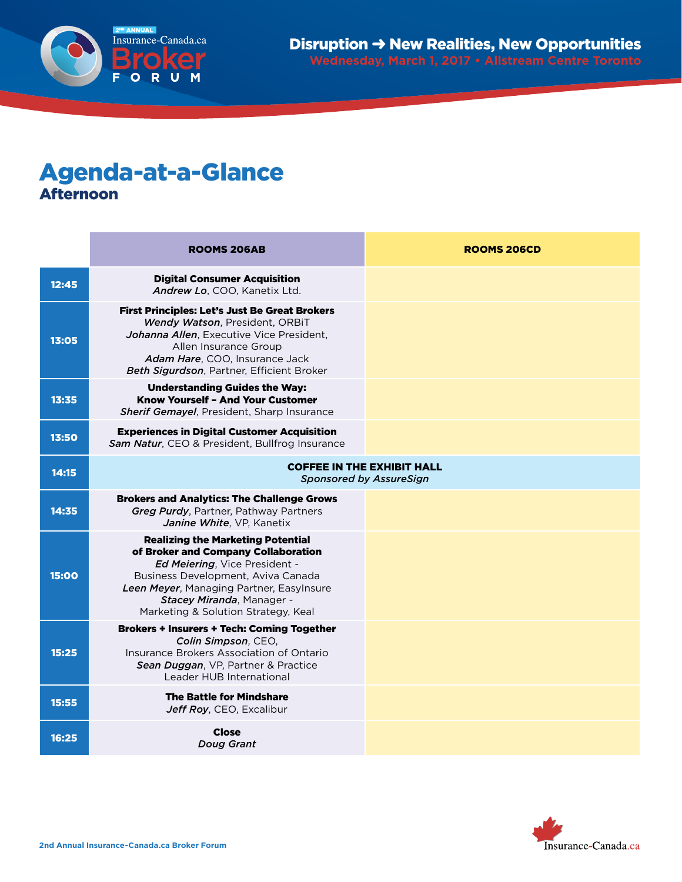2nd Annual Insurance-Canada.ca Broker Forum

**Disruption ➜ New Realities, New Opportunities**
**Wednesday, March 1, 2017 • Allstream Centre Toronto**

# Agenda-at-a-Glance
## Afternoon

| | ROOMS 206AB | ROOMS 206CD |
|---|---|---|
| 12:45 | **Digital Consumer Acquisition** *Andrew Lo*, COO, Kanetix Ltd. | |
| 13:05 | **First Principles: Let's Just Be Great Brokers** *Wendy Watson*, President, ORBiT *Johanna Allen*, Executive Vice President, Allen Insurance Group *Adam Hare*, COO, Insurance Jack *Beth Sigurdson*, Partner, Efficient Broker | |
| 13:35 | **Understanding Guides the Way: Know Yourself – And Your Customer** *Sherif Gemayel*, President, Sharp Insurance | |
| 13:50 | **Experiences in Digital Customer Acquisition** *Sam Natur*, CEO & President, Bullfrog Insurance | |
| 14:15 | **COFFEE IN THE EXHIBIT HALL** *Sponsored by AssureSign* | |
| 14:35 | **Brokers and Analytics: The Challenge Grows** *Greg Purdy*, Partner, Pathway Partners *Janine White*, VP, Kanetix | |
| 15:00 | **Realizing the Marketing Potential of Broker and Company Collaboration** *Ed Meiering*, Vice President - Business Development, Aviva Canada *Leen Meyer*, Managing Partner, EasyInsure *Stacey Miranda*, Manager - Marketing & Solution Strategy, Keal | |
| 15:25 | **Brokers + Insurers + Tech: Coming Together** *Colin Simpson*, CEO, Insurance Brokers Association of Ontario *Sean Duggan*, VP, Partner & Practice Leader HUB International | |
| 15:55 | **The Battle for Mindshare** *Jeff Roy*, CEO, Excalibur | |
| 16:25 | **Close** *Doug Grant* | |